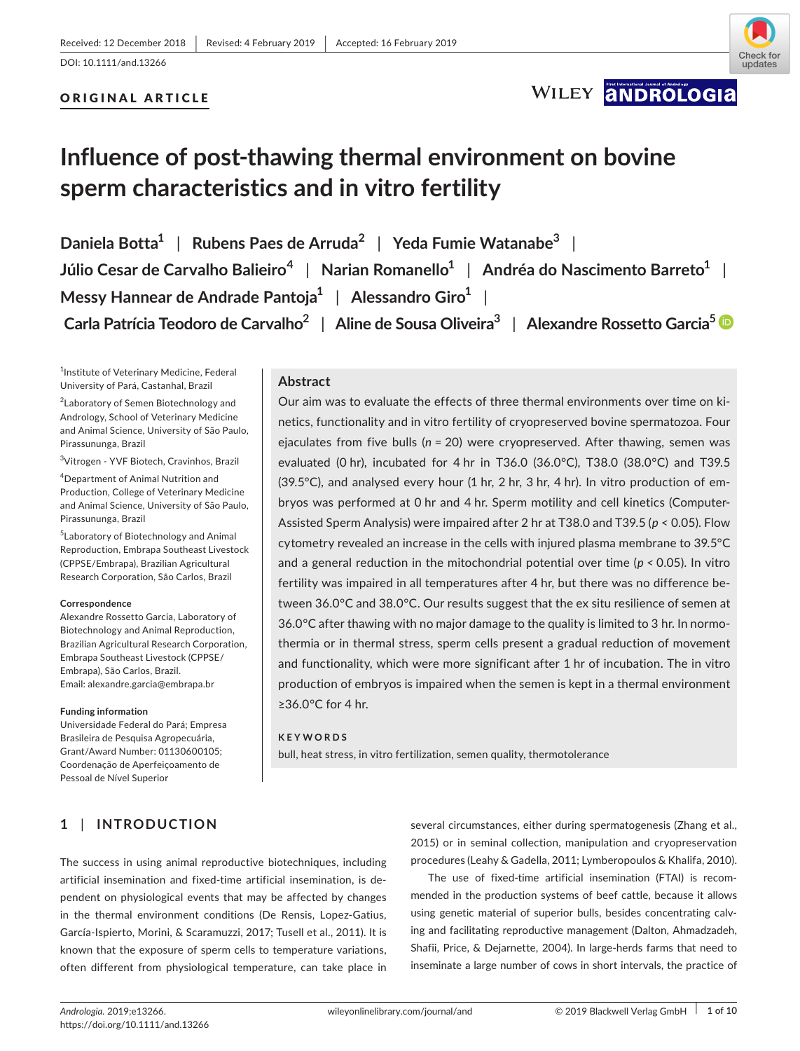Received: 12 December 2018 | Revised: 4 February 2019 | Accepted: 16 February 2019

DOI: 10.1111/and.13266

ORIGINAL ARTICLE

# Influence of post-thawing thermal environment on bovine sperm characteristics and in vitro fertility

**Daniela Botta[1] | Rubens Paes de Arruda[2] | Yeda Fumie Watanabe[3] | Júlio Cesar de Carvalho Balieiro[4] | Narian Romanello[1] | Andréa do Nascimento Barreto[1] | Messy Hannear de Andrade Pantoja[1] | Alessandro Giro[1] | Carla Patrícia Teodoro de Carvalho[2] | Aline de Sousa Oliveira[3] | Alexandre Rossetto Garcia[5]**

[1]Institute of Veterinary Medicine, Federal University of Pará, Castanhal, Brazil

[2]Laboratory of Semen Biotechnology and Andrology, School of Veterinary Medicine and Animal Science, University of São Paulo, Pirassununga, Brazil

[3]Vitrogen - YVF Biotech, Cravinhos, Brazil

[4]Department of Animal Nutrition and Production, College of Veterinary Medicine and Animal Science, University of São Paulo, Pirassununga, Brazil

[5]Laboratory of Biotechnology and Animal Reproduction, Embrapa Southeast Livestock (CPPSE/Embrapa), Brazilian Agricultural Research Corporation, São Carlos, Brazil

**Correspondence**
Alexandre Rossetto Garcia, Laboratory of Biotechnology and Animal Reproduction, Brazilian Agricultural Research Corporation, Embrapa Southeast Livestock (CPPSE/Embrapa), São Carlos, Brazil.
Email: alexandre.garcia@embrapa.br

**Funding information**
Universidade Federal do Pará; Empresa Brasileira de Pesquisa Agropecuária, Grant/Award Number: 01130600105; Coordenação de Aperfeiçoamento de Pessoal de Nível Superior

## Abstract

Our aim was to evaluate the effects of three thermal environments over time on kinetics, functionality and in vitro fertility of cryopreserved bovine spermatozoa. Four ejaculates from five bulls ($n = 20$) were cryopreserved. After thawing, semen was evaluated (0 hr), incubated for 4 hr in T36.0 (36.0°C), T38.0 (38.0°C) and T39.5 (39.5°C), and analysed every hour (1 hr, 2 hr, 3 hr, 4 hr). In vitro production of embryos was performed at 0 hr and 4 hr. Sperm motility and cell kinetics (Computer-Assisted Sperm Analysis) were impaired after 2 hr at T38.0 and T39.5 ($p < 0.05$). Flow cytometry revealed an increase in the cells with injured plasma membrane to 39.5°C and a general reduction in the mitochondrial potential over time ($p < 0.05$). In vitro fertility was impaired in all temperatures after 4 hr, but there was no difference between 36.0°C and 38.0°C. Our results suggest that the ex situ resilience of semen at 36.0°C after thawing with no major damage to the quality is limited to 3 hr. In normothermia or in thermal stress, sperm cells present a gradual reduction of movement and functionality, which were more significant after 1 hr of incubation. The in vitro production of embryos is impaired when the semen is kept in a thermal environment ≥36.0°C for 4 hr.

**KEYWORDS**

bull, heat stress, in vitro fertilization, semen quality, thermotolerance

## 1 | INTRODUCTION

The success in using animal reproductive biotechniques, including artificial insemination and fixed-time artificial insemination, is dependent on physiological events that may be affected by changes in the thermal environment conditions (De Rensis, Lopez-Gatius, García-Ispierto, Morini, & Scaramuzzi, 2017; Tusell et al., 2011). It is known that the exposure of sperm cells to temperature variations, often different from physiological temperature, can take place in several circumstances, either during spermatogenesis (Zhang et al., 2015) or in seminal collection, manipulation and cryopreservation procedures (Leahy & Gadella, 2011; Lymberopoulos & Khalifa, 2010).

The use of fixed-time artificial insemination (FTAI) is recommended in the production systems of beef cattle, because it allows using genetic material of superior bulls, besides concentrating calving and facilitating reproductive management (Dalton, Ahmadzadeh, Shafii, Price, & Dejarnette, 2004). In large-herds farms that need to inseminate a large number of cows in short intervals, the practice of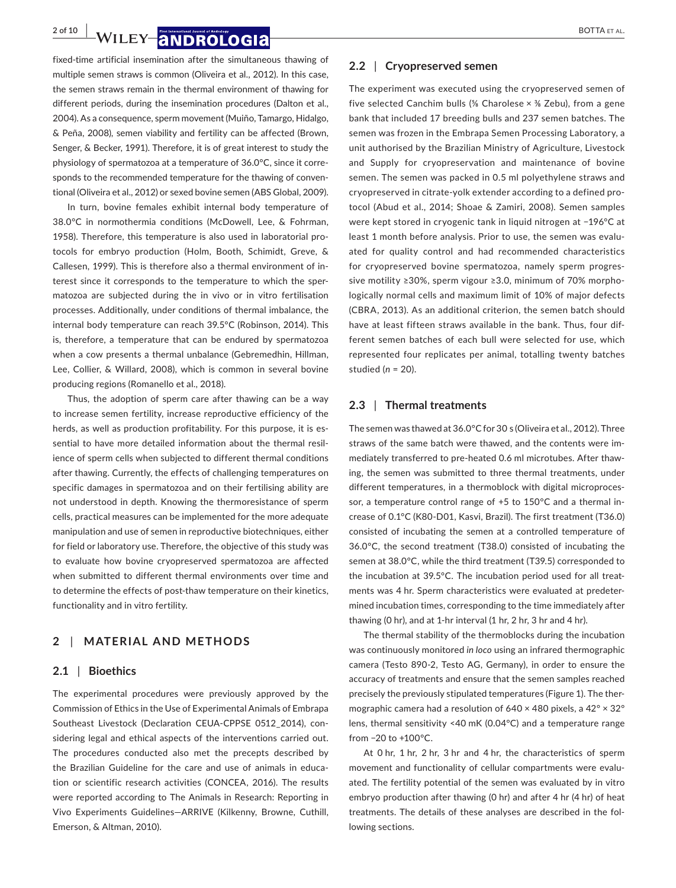fixed-time artificial insemination after the simultaneous thawing of multiple semen straws is common (Oliveira et al., 2012). In this case, the semen straws remain in the thermal environment of thawing for different periods, during the insemination procedures (Dalton et al., 2004). As a consequence, sperm movement (Muiño, Tamargo, Hidalgo, & Peña, 2008), semen viability and fertility can be affected (Brown, Senger, & Becker, 1991). Therefore, it is of great interest to study the physiology of spermatozoa at a temperature of 36.0°C, since it corresponds to the recommended temperature for the thawing of conventional (Oliveira et al., 2012) or sexed bovine semen (ABS Global, 2009).

In turn, bovine females exhibit internal body temperature of 38.0°C in normothermia conditions (McDowell, Lee, & Fohrman, 1958). Therefore, this temperature is also used in laboratorial protocols for embryo production (Holm, Booth, Schimidt, Greve, & Callesen, 1999). This is therefore also a thermal environment of interest since it corresponds to the temperature to which the spermatozoa are subjected during the in vivo or in vitro fertilisation processes. Additionally, under conditions of thermal imbalance, the internal body temperature can reach 39.5°C (Robinson, 2014). This is, therefore, a temperature that can be endured by spermatozoa when a cow presents a thermal unbalance (Gebremedhin, Hillman, Lee, Collier, & Willard, 2008), which is common in several bovine producing regions (Romanello et al., 2018).

Thus, the adoption of sperm care after thawing can be a way to increase semen fertility, increase reproductive efficiency of the herds, as well as production profitability. For this purpose, it is essential to have more detailed information about the thermal resilience of sperm cells when subjected to different thermal conditions after thawing. Currently, the effects of challenging temperatures on specific damages in spermatozoa and on their fertilising ability are not understood in depth. Knowing the thermoresistance of sperm cells, practical measures can be implemented for the more adequate manipulation and use of semen in reproductive biotechniques, either for field or laboratory use. Therefore, the objective of this study was to evaluate how bovine cryopreserved spermatozoa are affected when submitted to different thermal environments over time and to determine the effects of post-thaw temperature on their kinetics, functionality and in vitro fertility.

## 2 | MATERIAL AND METHODS

### 2.1 | Bioethics

The experimental procedures were previously approved by the Commission of Ethics in the Use of Experimental Animals of Embrapa Southeast Livestock (Declaration CEUA-CPPSE 0512_2014), considering legal and ethical aspects of the interventions carried out. The procedures conducted also met the precepts described by the Brazilian Guideline for the care and use of animals in education or scientific research activities (CONCEA, 2016). The results were reported according to The Animals in Research: Reporting in Vivo Experiments Guidelines—ARRIVE (Kilkenny, Browne, Cuthill, Emerson, & Altman, 2010).

### 2.2 | Cryopreserved semen

The experiment was executed using the cryopreserved semen of five selected Canchim bulls (⅝ Charolese × ⅜ Zebu), from a gene bank that included 17 breeding bulls and 237 semen batches. The semen was frozen in the Embrapa Semen Processing Laboratory, a unit authorised by the Brazilian Ministry of Agriculture, Livestock and Supply for cryopreservation and maintenance of bovine semen. The semen was packed in 0.5 ml polyethylene straws and cryopreserved in citrate-yolk extender according to a defined protocol (Abud et al., 2014; Shoae & Zamiri, 2008). Semen samples were kept stored in cryogenic tank in liquid nitrogen at −196°C at least 1 month before analysis. Prior to use, the semen was evaluated for quality control and had recommended characteristics for cryopreserved bovine spermatozoa, namely sperm progressive motility ≥30%, sperm vigour ≥3.0, minimum of 70% morphologically normal cells and maximum limit of 10% of major defects (CBRA, 2013). As an additional criterion, the semen batch should have at least fifteen straws available in the bank. Thus, four different semen batches of each bull were selected for use, which represented four replicates per animal, totalling twenty batches studied ($n = 20$).

### 2.3 | Thermal treatments

The semen was thawed at 36.0°C for 30 s (Oliveira et al., 2012). Three straws of the same batch were thawed, and the contents were immediately transferred to pre-heated 0.6 ml microtubes. After thawing, the semen was submitted to three thermal treatments, under different temperatures, in a thermoblock with digital microprocessor, a temperature control range of +5 to 150°C and a thermal increase of 0.1°C (K80-D01, Kasvi, Brazil). The first treatment (T36.0) consisted of incubating the semen at a controlled temperature of 36.0°C, the second treatment (T38.0) consisted of incubating the semen at 38.0°C, while the third treatment (T39.5) corresponded to the incubation at 39.5°C. The incubation period used for all treatments was 4 hr. Sperm characteristics were evaluated at predetermined incubation times, corresponding to the time immediately after thawing (0 hr), and at 1-hr interval (1 hr, 2 hr, 3 hr and 4 hr).

The thermal stability of the thermoblocks during the incubation was continuously monitored *in loco* using an infrared thermographic camera (Testo 890-2, Testo AG, Germany), in order to ensure the accuracy of treatments and ensure that the semen samples reached precisely the previously stipulated temperatures (Figure 1). The thermographic camera had a resolution of 640 × 480 pixels, a 42° × 32° lens, thermal sensitivity <40 mK (0.04°C) and a temperature range from −20 to +100°C.

At 0 hr, 1 hr, 2 hr, 3 hr and 4 hr, the characteristics of sperm movement and functionality of cellular compartments were evaluated. The fertility potential of the semen was evaluated by in vitro embryo production after thawing (0 hr) and after 4 hr (4 hr) of heat treatments. The details of these analyses are described in the following sections.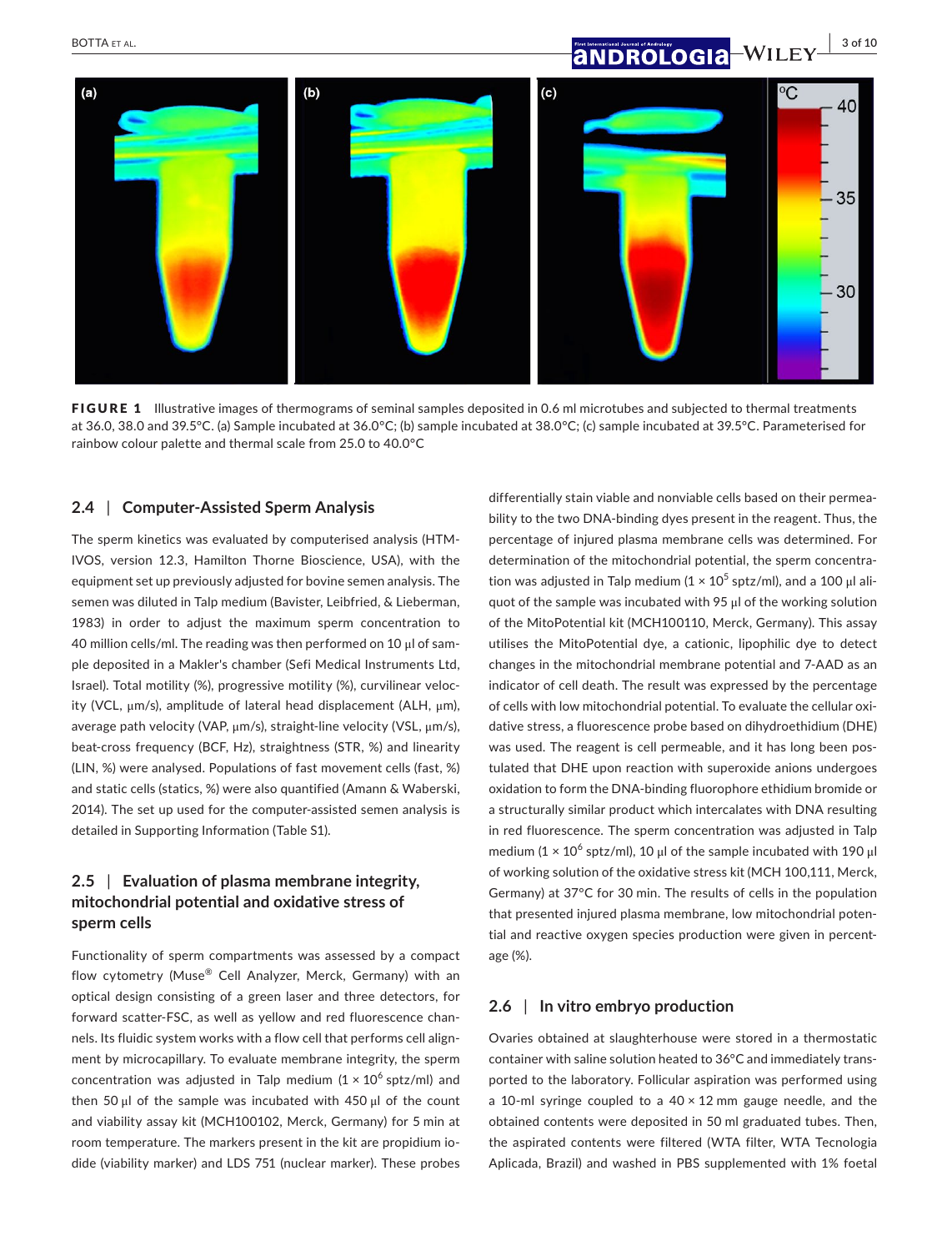**FIGURE 1** Illustrative images of thermograms of seminal samples deposited in 0.6 ml microtubes and subjected to thermal treatments at 36.0, 38.0 and 39.5°C. (a) Sample incubated at 36.0°C; (b) sample incubated at 38.0°C; (c) sample incubated at 39.5°C. Parameterised for rainbow colour palette and thermal scale from 25.0 to 40.0°C

### 2.4 | Computer-Assisted Sperm Analysis

The sperm kinetics was evaluated by computerised analysis (HTM-IVOS, version 12.3, Hamilton Thorne Bioscience, USA), with the equipment set up previously adjusted for bovine semen analysis. The semen was diluted in Talp medium (Bavister, Leibfried, & Lieberman, 1983) in order to adjust the maximum sperm concentration to 40 million cells/ml. The reading was then performed on 10 μl of sample deposited in a Makler's chamber (Sefi Medical Instruments Ltd, Israel). Total motility (%), progressive motility (%), curvilinear velocity (VCL, μm/s), amplitude of lateral head displacement (ALH, μm), average path velocity (VAP, μm/s), straight-line velocity (VSL, μm/s), beat-cross frequency (BCF, Hz), straightness (STR, %) and linearity (LIN, %) were analysed. Populations of fast movement cells (fast, %) and static cells (statics, %) were also quantified (Amann & Waberski, 2014). The set up used for the computer-assisted semen analysis is detailed in Supporting Information (Table S1).

### 2.5 | Evaluation of plasma membrane integrity, mitochondrial potential and oxidative stress of sperm cells

Functionality of sperm compartments was assessed by a compact flow cytometry (Muse® Cell Analyzer, Merck, Germany) with an optical design consisting of a green laser and three detectors, for forward scatter-FSC, as well as yellow and red fluorescence channels. Its fluidic system works with a flow cell that performs cell alignment by microcapillary. To evaluate membrane integrity, the sperm concentration was adjusted in Talp medium ($1 \times 10^6$ sptz/ml) and then 50 μl of the sample was incubated with 450 μl of the count and viability assay kit (MCH100102, Merck, Germany) for 5 min at room temperature. The markers present in the kit are propidium iodide (viability marker) and LDS 751 (nuclear marker). These probes differentially stain viable and nonviable cells based on their permeability to the two DNA-binding dyes present in the reagent. Thus, the percentage of injured plasma membrane cells was determined. For determination of the mitochondrial potential, the sperm concentration was adjusted in Talp medium ($1 \times 10^5$ sptz/ml), and a 100 μl aliquot of the sample was incubated with 95 μl of the working solution of the MitoPotential kit (MCH100110, Merck, Germany). This assay utilises the MitoPotential dye, a cationic, lipophilic dye to detect changes in the mitochondrial membrane potential and 7-AAD as an indicator of cell death. The result was expressed by the percentage of cells with low mitochondrial potential. To evaluate the cellular oxidative stress, a fluorescence probe based on dihydroethidium (DHE) was used. The reagent is cell permeable, and it has long been postulated that DHE upon reaction with superoxide anions undergoes oxidation to form the DNA-binding fluorophore ethidium bromide or a structurally similar product which intercalates with DNA resulting in red fluorescence. The sperm concentration was adjusted in Talp medium ($1 \times 10^6$ sptz/ml), 10 μl of the sample incubated with 190 μl of working solution of the oxidative stress kit (MCH 100,111, Merck, Germany) at 37°C for 30 min. The results of cells in the population that presented injured plasma membrane, low mitochondrial potential and reactive oxygen species production were given in percentage (%).

### 2.6 | In vitro embryo production

Ovaries obtained at slaughterhouse were stored in a thermostatic container with saline solution heated to 36°C and immediately transported to the laboratory. Follicular aspiration was performed using a 10-ml syringe coupled to a 40 × 12 mm gauge needle, and the obtained contents were deposited in 50 ml graduated tubes. Then, the aspirated contents were filtered (WTA filter, WTA Tecnologia Aplicada, Brazil) and washed in PBS supplemented with 1% foetal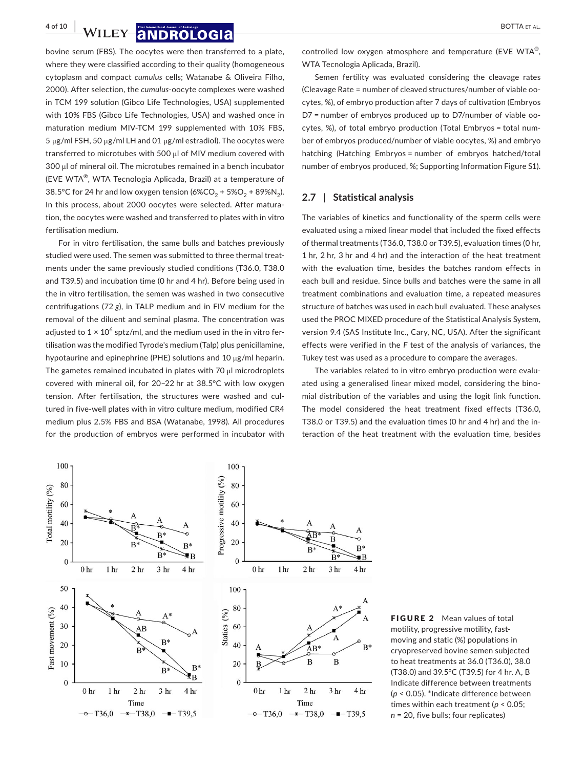bovine serum (FBS). The oocytes were then transferred to a plate, where they were classified according to their quality (homogeneous cytoplasm and compact *cumulus* cells; Watanabe & Oliveira Filho, 2000). After selection, the *cumulus*-oocyte complexes were washed in TCM 199 solution (Gibco Life Technologies, USA) supplemented with 10% FBS (Gibco Life Technologies, USA) and washed once in maturation medium MIV-TCM 199 supplemented with 10% FBS, 5 μg/ml FSH, 50 μg/ml LH and 01 μg/ml estradiol). The oocytes were transferred to microtubes with 500 μl of MIV medium covered with 300 μl of mineral oil. The microtubes remained in a bench incubator (EVE WTA®, WTA Tecnologia Aplicada, Brazil) at a temperature of 38.5°C for 24 hr and low oxygen tension (6%$CO_2$ + 5%$O_2$ + 89%$N_2$). In this process, about 2000 oocytes were selected. After maturation, the oocytes were washed and transferred to plates with in vitro fertilisation medium.

For in vitro fertilisation, the same bulls and batches previously studied were used. The semen was submitted to three thermal treatments under the same previously studied conditions (T36.0, T38.0 and T39.5) and incubation time (0 hr and 4 hr). Before being used in the in vitro fertilisation, the semen was washed in two consecutive centrifugations (72 *g*), in TALP medium and in FIV medium for the removal of the diluent and seminal plasma. The concentration was adjusted to $1 \times 10^6$ sptz/ml, and the medium used in the in vitro fertilisation was the modified Tyrode's medium (Talp) plus penicillamine, hypotaurine and epinephrine (PHE) solutions and 10 μg/ml heparin. The gametes remained incubated in plates with 70 μl microdroplets covered with mineral oil, for 20–22 hr at 38.5°C with low oxygen tension. After fertilisation, the structures were washed and cultured in five-well plates with in vitro culture medium, modified CR4 medium plus 2.5% FBS and BSA (Watanabe, 1998). All procedures for the production of embryos were performed in incubator with controlled low oxygen atmosphere and temperature (EVE WTA®, WTA Tecnologia Aplicada, Brazil).

Semen fertility was evaluated considering the cleavage rates (Cleavage Rate = number of cleaved structures/number of viable oocytes, %), of embryo production after 7 days of cultivation (Embryos D7 = number of embryos produced up to D7/number of viable oocytes, %), of total embryo production (Total Embryos = total number of embryos produced/number of viable oocytes, %) and embryo hatching (Hatching Embryos = number of embryos hatched/total number of embryos produced, %; Supporting Information Figure S1).

## 2.7 | Statistical analysis

The variables of kinetics and functionality of the sperm cells were evaluated using a mixed linear model that included the fixed effects of thermal treatments (T36.0, T38.0 or T39.5), evaluation times (0 hr, 1 hr, 2 hr, 3 hr and 4 hr) and the interaction of the heat treatment with the evaluation time, besides the batches random effects in each bull and residue. Since bulls and batches were the same in all treatment combinations and evaluation time, a repeated measures structure of batches was used in each bull evaluated. These analyses used the PROC MIXED procedure of the Statistical Analysis System, version 9.4 (SAS Institute Inc., Cary, NC, USA). After the significant effects were verified in the *F* test of the analysis of variances, the Tukey test was used as a procedure to compare the averages.

The variables related to in vitro embryo production were evaluated using a generalised linear mixed model, considering the binomial distribution of the variables and using the logit link function. The model considered the heat treatment fixed effects (T36.0, T38.0 or T39.5) and the evaluation times (0 hr and 4 hr) and the interaction of the heat treatment with the evaluation time, besides

**FIGURE 2** Mean values of total motility, progressive motility, fast-moving and static (%) populations in cryopreserved bovine semen subjected to heat treatments at 36.0 (T36.0), 38.0 (T38.0) and 39.5°C (T39.5) for 4 hr. A, B Indicate difference between treatments ($p < 0.05$). *Indicate difference between times within each treatment ($p < 0.05$; $n = 20$, five bulls; four replicates)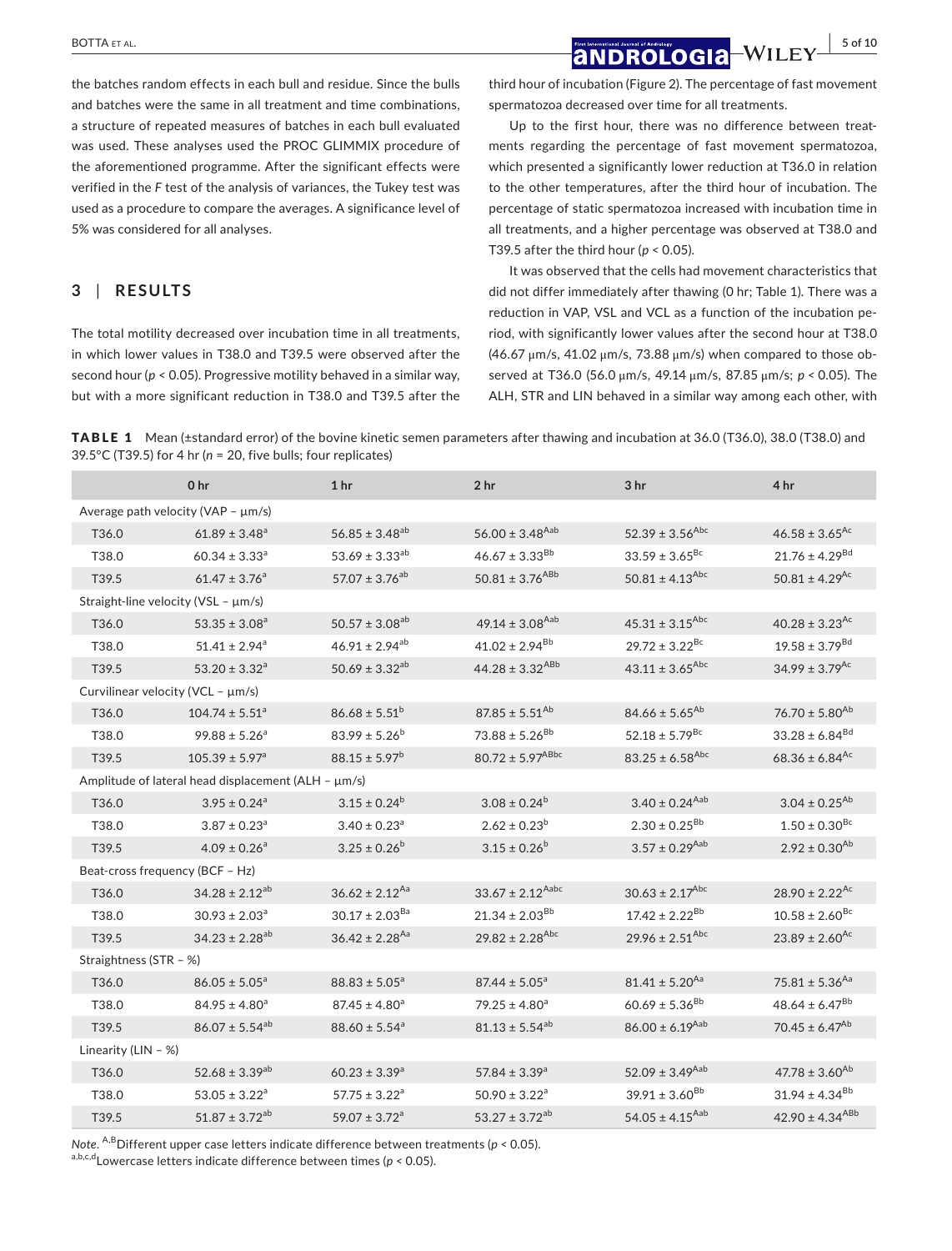the batches random effects in each bull and residue. Since the bulls and batches were the same in all treatment and time combinations, a structure of repeated measures of batches in each bull evaluated was used. These analyses used the PROC GLIMMIX procedure of the aforementioned programme. After the significant effects were verified in the *F* test of the analysis of variances, the Tukey test was used as a procedure to compare the averages. A significance level of 5% was considered for all analyses.

## 3 | RESULTS

The total motility decreased over incubation time in all treatments, in which lower values in T38.0 and T39.5 were observed after the second hour ($p < 0.05$). Progressive motility behaved in a similar way, but with a more significant reduction in T38.0 and T39.5 after the third hour of incubation (Figure 2). The percentage of fast movement spermatozoa decreased over time for all treatments.

Up to the first hour, there was no difference between treatments regarding the percentage of fast movement spermatozoa, which presented a significantly lower reduction at T36.0 in relation to the other temperatures, after the third hour of incubation. The percentage of static spermatozoa increased with incubation time in all treatments, and a higher percentage was observed at T38.0 and T39.5 after the third hour ($p < 0.05$).

It was observed that the cells had movement characteristics that did not differ immediately after thawing (0 hr; Table 1). There was a reduction in VAP, VSL and VCL as a function of the incubation period, with significantly lower values after the second hour at T38.0 (46.67 μm/s, 41.02 μm/s, 73.88 μm/s) when compared to those observed at T36.0 (56.0 μm/s, 49.14 μm/s, 87.85 μm/s; $p < 0.05$). The ALH, STR and LIN behaved in a similar way among each other, with

**TABLE 1** Mean (±standard error) of the bovine kinetic semen parameters after thawing and incubation at 36.0 (T36.0), 38.0 (T38.0) and 39.5°C (T39.5) for 4 hr ($n$ = 20, five bulls; four replicates)

| | 0 hr | 1 hr | 2 hr | 3 hr | 4 hr |
|---|---|---|---|---|---|
| Average path velocity (VAP – μm/s) | | | | | |
| T36.0 | 61.89 ± 3.48$^{a}$ | 56.85 ± 3.48$^{ab}$ | 56.00 ± 3.48$^{Aab}$ | 52.39 ± 3.56$^{Abc}$ | 46.58 ± 3.65$^{Ac}$ |
| T38.0 | 60.34 ± 3.33$^{a}$ | 53.69 ± 3.33$^{ab}$ | 46.67 ± 3.33$^{Bb}$ | 33.59 ± 3.65$^{Bc}$ | 21.76 ± 4.29$^{Bd}$ |
| T39.5 | 61.47 ± 3.76$^{a}$ | 57.07 ± 3.76$^{ab}$ | 50.81 ± 3.76$^{ABb}$ | 50.81 ± 4.13$^{Abc}$ | 50.81 ± 4.29$^{Ac}$ |
| Straight-line velocity (VSL – μm/s) | | | | | |
| T36.0 | 53.35 ± 3.08$^{a}$ | 50.57 ± 3.08$^{ab}$ | 49.14 ± 3.08$^{Aab}$ | 45.31 ± 3.15$^{Abc}$ | 40.28 ± 3.23$^{Ac}$ |
| T38.0 | 51.41 ± 2.94$^{a}$ | 46.91 ± 2.94$^{ab}$ | 41.02 ± 2.94$^{Bb}$ | 29.72 ± 3.22$^{Bc}$ | 19.58 ± 3.79$^{Bd}$ |
| T39.5 | 53.20 ± 3.32$^{a}$ | 50.69 ± 3.32$^{ab}$ | 44.28 ± 3.32$^{ABb}$ | 43.11 ± 3.65$^{Abc}$ | 34.99 ± 3.79$^{Ac}$ |
| Curvilinear velocity (VCL – μm/s) | | | | | |
| T36.0 | 104.74 ± 5.51$^{a}$ | 86.68 ± 5.51$^{b}$ | 87.85 ± 5.51$^{Ab}$ | 84.66 ± 5.65$^{Ab}$ | 76.70 ± 5.80$^{Ab}$ |
| T38.0 | 99.88 ± 5.26$^{a}$ | 83.99 ± 5.26$^{b}$ | 73.88 ± 5.26$^{Bb}$ | 52.18 ± 5.79$^{Bc}$ | 33.28 ± 6.84$^{Bd}$ |
| T39.5 | 105.39 ± 5.97$^{a}$ | 88.15 ± 5.97$^{b}$ | 80.72 ± 5.97$^{ABbc}$ | 83.25 ± 6.58$^{Abc}$ | 68.36 ± 6.84$^{Ac}$ |
| Amplitude of lateral head displacement (ALH – μm/s) | | | | | |
| T36.0 | 3.95 ± 0.24$^{a}$ | 3.15 ± 0.24$^{b}$ | 3.08 ± 0.24$^{b}$ | 3.40 ± 0.24$^{Aab}$ | 3.04 ± 0.25$^{Ab}$ |
| T38.0 | 3.87 ± 0.23$^{a}$ | 3.40 ± 0.23$^{a}$ | 2.62 ± 0.23$^{b}$ | 2.30 ± 0.25$^{Bb}$ | 1.50 ± 0.30$^{Bc}$ |
| T39.5 | 4.09 ± 0.26$^{a}$ | 3.25 ± 0.26$^{b}$ | 3.15 ± 0.26$^{b}$ | 3.57 ± 0.29$^{Aab}$ | 2.92 ± 0.30$^{Ab}$ |
| Beat-cross frequency (BCF – Hz) | | | | | |
| T36.0 | 34.28 ± 2.12$^{ab}$ | 36.62 ± 2.12$^{Aa}$ | 33.67 ± 2.12$^{Aabc}$ | 30.63 ± 2.17$^{Abc}$ | 28.90 ± 2.22$^{Ac}$ |
| T38.0 | 30.93 ± 2.03$^{a}$ | 30.17 ± 2.03$^{Ba}$ | 21.34 ± 2.03$^{Bb}$ | 17.42 ± 2.22$^{Bb}$ | 10.58 ± 2.60$^{Bc}$ |
| T39.5 | 34.23 ± 2.28$^{ab}$ | 36.42 ± 2.28$^{Aa}$ | 29.82 ± 2.28$^{Abc}$ | 29.96 ± 2.51$^{Abc}$ | 23.89 ± 2.60$^{Ac}$ |
| Straightness (STR – %) | | | | | |
| T36.0 | 86.05 ± 5.05$^{a}$ | 88.83 ± 5.05$^{a}$ | 87.44 ± 5.05$^{a}$ | 81.41 ± 5.20$^{Aa}$ | 75.81 ± 5.36$^{Aa}$ |
| T38.0 | 84.95 ± 4.80$^{a}$ | 87.45 ± 4.80$^{a}$ | 79.25 ± 4.80$^{a}$ | 60.69 ± 5.36$^{Bb}$ | 48.64 ± 6.47$^{Bb}$ |
| T39.5 | 86.07 ± 5.54$^{ab}$ | 88.60 ± 5.54$^{a}$ | 81.13 ± 5.54$^{ab}$ | 86.00 ± 6.19$^{Aab}$ | 70.45 ± 6.47$^{Ab}$ |
| Linearity (LIN – %) | | | | | |
| T36.0 | 52.68 ± 3.39$^{ab}$ | 60.23 ± 3.39$^{a}$ | 57.84 ± 3.39$^{a}$ | 52.09 ± 3.49$^{Aab}$ | 47.78 ± 3.60$^{Ab}$ |
| T38.0 | 53.05 ± 3.22$^{a}$ | 57.75 ± 3.22$^{a}$ | 50.90 ± 3.22$^{a}$ | 39.91 ± 3.60$^{Bb}$ | 31.94 ± 4.34$^{Bb}$ |
| T39.5 | 51.87 ± 3.72$^{ab}$ | 59.07 ± 3.72$^{a}$ | 53.27 ± 3.72$^{ab}$ | 54.05 ± 4.15$^{Aab}$ | 42.90 ± 4.34$^{ABb}$ |

*Note.* [A,B]Different upper case letters indicate difference between treatments ($p < 0.05$).
[a,b,c,d]Lowercase letters indicate difference between times ($p < 0.05$).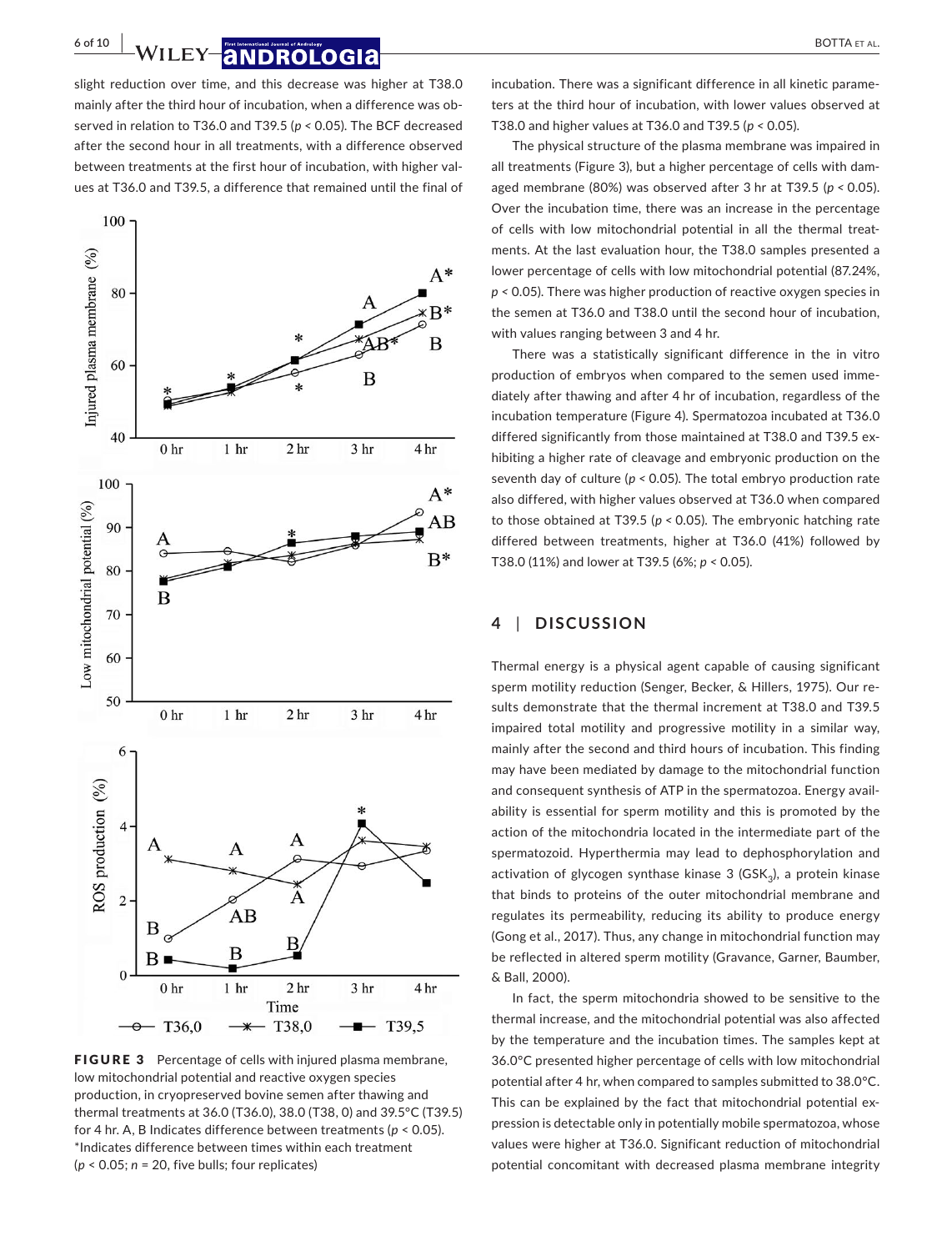slight reduction over time, and this decrease was higher at T38.0 mainly after the third hour of incubation, when a difference was observed in relation to T36.0 and T39.5 ($p < 0.05$). The BCF decreased after the second hour in all treatments, with a difference observed between treatments at the first hour of incubation, with higher values at T36.0 and T39.5, a difference that remained until the final of incubation. There was a significant difference in all kinetic parameters at the third hour of incubation, with lower values observed at T38.0 and higher values at T36.0 and T39.5 ($p < 0.05$).

The physical structure of the plasma membrane was impaired in all treatments (Figure 3), but a higher percentage of cells with damaged membrane (80%) was observed after 3 hr at T39.5 ($p < 0.05$). Over the incubation time, there was an increase in the percentage of cells with low mitochondrial potential in all the thermal treatments. At the last evaluation hour, the T38.0 samples presented a lower percentage of cells with low mitochondrial potential (87.24%, $p < 0.05$). There was higher production of reactive oxygen species in the semen at T36.0 and T38.0 until the second hour of incubation, with values ranging between 3 and 4 hr.

There was a statistically significant difference in the in vitro production of embryos when compared to the semen used immediately after thawing and after 4 hr of incubation, regardless of the incubation temperature (Figure 4). Spermatozoa incubated at T36.0 differed significantly from those maintained at T38.0 and T39.5 exhibiting a higher rate of cleavage and embryonic production on the seventh day of culture ($p < 0.05$). The total embryo production rate also differed, with higher values observed at T36.0 when compared to those obtained at T39.5 ($p < 0.05$). The embryonic hatching rate differed between treatments, higher at T36.0 (41%) followed by T38.0 (11%) and lower at T39.5 (6%; $p < 0.05$).

**FIGURE 3** Percentage of cells with injured plasma membrane, low mitochondrial potential and reactive oxygen species production, in cryopreserved bovine semen after thawing and thermal treatments at 36.0 (T36.0), 38.0 (T38, 0) and 39.5°C (T39.5) for 4 hr. A, B Indicates difference between treatments ($p < 0.05$). *Indicates difference between times within each treatment ($p < 0.05$; $n = 20$, five bulls; four replicates)

## 4 | DISCUSSION

Thermal energy is a physical agent capable of causing significant sperm motility reduction (Senger, Becker, & Hillers, 1975). Our results demonstrate that the thermal increment at T38.0 and T39.5 impaired total motility and progressive motility in a similar way, mainly after the second and third hours of incubation. This finding may have been mediated by damage to the mitochondrial function and consequent synthesis of ATP in the spermatozoa. Energy availability is essential for sperm motility and this is promoted by the action of the mitochondria located in the intermediate part of the spermatozoid. Hyperthermia may lead to dephosphorylation and activation of glycogen synthase kinase 3 ($GSK_3$), a protein kinase that binds to proteins of the outer mitochondrial membrane and regulates its permeability, reducing its ability to produce energy (Gong et al., 2017). Thus, any change in mitochondrial function may be reflected in altered sperm motility (Gravance, Garner, Baumber, & Ball, 2000).

In fact, the sperm mitochondria showed to be sensitive to the thermal increase, and the mitochondrial potential was also affected by the temperature and the incubation times. The samples kept at 36.0°C presented higher percentage of cells with low mitochondrial potential after 4 hr, when compared to samples submitted to 38.0°C. This can be explained by the fact that mitochondrial potential expression is detectable only in potentially mobile spermatozoa, whose values were higher at T36.0. Significant reduction of mitochondrial potential concomitant with decreased plasma membrane integrity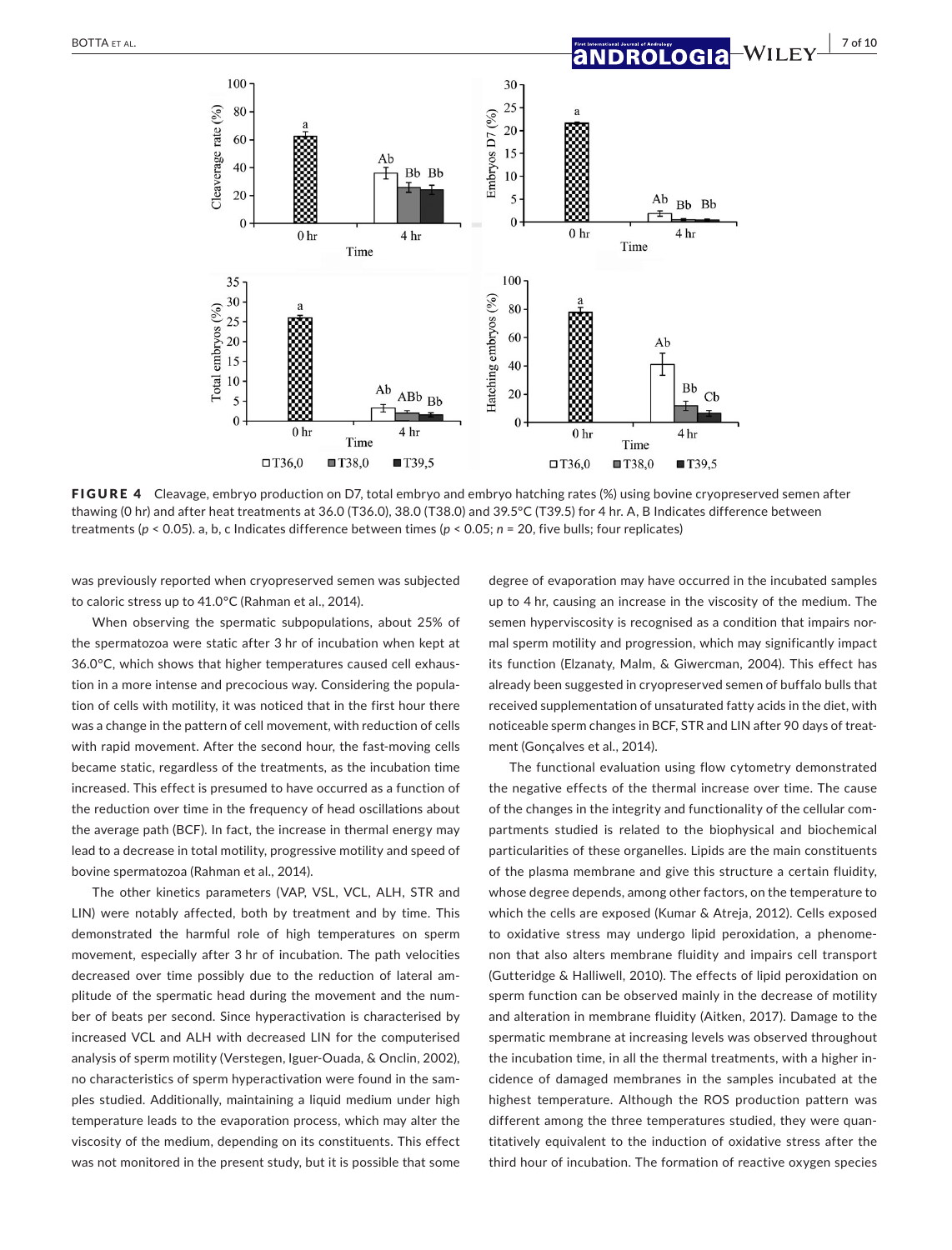**FIGURE 4** Cleavage, embryo production on D7, total embryo and embryo hatching rates (%) using bovine cryopreserved semen after thawing (0 hr) and after heat treatments at 36.0 (T36.0), 38.0 (T38.0) and 39.5°C (T39.5) for 4 hr. A, B Indicates difference between treatments ($p < 0.05$). a, b, c Indicates difference between times ($p < 0.05$; $n = 20$, five bulls; four replicates)

was previously reported when cryopreserved semen was subjected to caloric stress up to 41.0°C (Rahman et al., 2014).

When observing the spermatic subpopulations, about 25% of the spermatozoa were static after 3 hr of incubation when kept at 36.0°C, which shows that higher temperatures caused cell exhaustion in a more intense and precocious way. Considering the population of cells with motility, it was noticed that in the first hour there was a change in the pattern of cell movement, with reduction of cells with rapid movement. After the second hour, the fast-moving cells became static, regardless of the treatments, as the incubation time increased. This effect is presumed to have occurred as a function of the reduction over time in the frequency of head oscillations about the average path (BCF). In fact, the increase in thermal energy may lead to a decrease in total motility, progressive motility and speed of bovine spermatozoa (Rahman et al., 2014).

The other kinetics parameters (VAP, VSL, VCL, ALH, STR and LIN) were notably affected, both by treatment and by time. This demonstrated the harmful role of high temperatures on sperm movement, especially after 3 hr of incubation. The path velocities decreased over time possibly due to the reduction of lateral amplitude of the spermatic head during the movement and the number of beats per second. Since hyperactivation is characterised by increased VCL and ALH with decreased LIN for the computerised analysis of sperm motility (Verstegen, Iguer-Ouada, & Onclin, 2002), no characteristics of sperm hyperactivation were found in the samples studied. Additionally, maintaining a liquid medium under high temperature leads to the evaporation process, which may alter the viscosity of the medium, depending on its constituents. This effect was not monitored in the present study, but it is possible that some degree of evaporation may have occurred in the incubated samples up to 4 hr, causing an increase in the viscosity of the medium. The semen hyperviscosity is recognised as a condition that impairs normal sperm motility and progression, which may significantly impact its function (Elzanaty, Malm, & Giwercman, 2004). This effect has already been suggested in cryopreserved semen of buffalo bulls that received supplementation of unsaturated fatty acids in the diet, with noticeable sperm changes in BCF, STR and LIN after 90 days of treatment (Gonçalves et al., 2014).

The functional evaluation using flow cytometry demonstrated the negative effects of the thermal increase over time. The cause of the changes in the integrity and functionality of the cellular compartments studied is related to the biophysical and biochemical particularities of these organelles. Lipids are the main constituents of the plasma membrane and give this structure a certain fluidity, whose degree depends, among other factors, on the temperature to which the cells are exposed (Kumar & Atreja, 2012). Cells exposed to oxidative stress may undergo lipid peroxidation, a phenomenon that also alters membrane fluidity and impairs cell transport (Gutteridge & Halliwell, 2010). The effects of lipid peroxidation on sperm function can be observed mainly in the decrease of motility and alteration in membrane fluidity (Aitken, 2017). Damage to the spermatic membrane at increasing levels was observed throughout the incubation time, in all the thermal treatments, with a higher incidence of damaged membranes in the samples incubated at the highest temperature. Although the ROS production pattern was different among the three temperatures studied, they were quantitatively equivalent to the induction of oxidative stress after the third hour of incubation. The formation of reactive oxygen species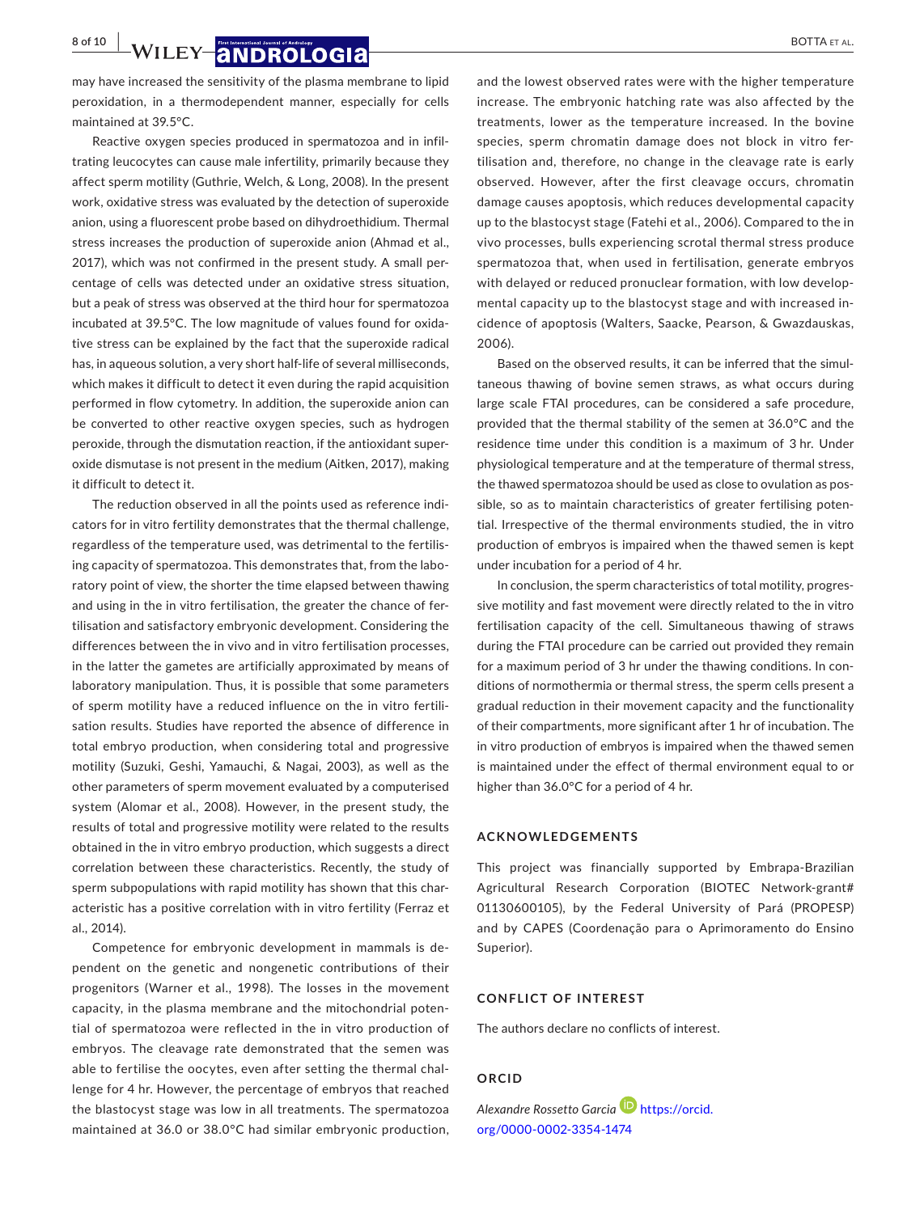may have increased the sensitivity of the plasma membrane to lipid peroxidation, in a thermodependent manner, especially for cells maintained at 39.5°C.

Reactive oxygen species produced in spermatozoa and in infiltrating leucocytes can cause male infertility, primarily because they affect sperm motility (Guthrie, Welch, & Long, 2008). In the present work, oxidative stress was evaluated by the detection of superoxide anion, using a fluorescent probe based on dihydroethidium. Thermal stress increases the production of superoxide anion (Ahmad et al., 2017), which was not confirmed in the present study. A small percentage of cells was detected under an oxidative stress situation, but a peak of stress was observed at the third hour for spermatozoa incubated at 39.5°C. The low magnitude of values found for oxidative stress can be explained by the fact that the superoxide radical has, in aqueous solution, a very short half-life of several milliseconds, which makes it difficult to detect it even during the rapid acquisition performed in flow cytometry. In addition, the superoxide anion can be converted to other reactive oxygen species, such as hydrogen peroxide, through the dismutation reaction, if the antioxidant superoxide dismutase is not present in the medium (Aitken, 2017), making it difficult to detect it.

The reduction observed in all the points used as reference indicators for in vitro fertility demonstrates that the thermal challenge, regardless of the temperature used, was detrimental to the fertilising capacity of spermatozoa. This demonstrates that, from the laboratory point of view, the shorter the time elapsed between thawing and using in the in vitro fertilisation, the greater the chance of fertilisation and satisfactory embryonic development. Considering the differences between the in vivo and in vitro fertilisation processes, in the latter the gametes are artificially approximated by means of laboratory manipulation. Thus, it is possible that some parameters of sperm motility have a reduced influence on the in vitro fertilisation results. Studies have reported the absence of difference in total embryo production, when considering total and progressive motility (Suzuki, Geshi, Yamauchi, & Nagai, 2003), as well as the other parameters of sperm movement evaluated by a computerised system (Alomar et al., 2008). However, in the present study, the results of total and progressive motility were related to the results obtained in the in vitro embryo production, which suggests a direct correlation between these characteristics. Recently, the study of sperm subpopulations with rapid motility has shown that this characteristic has a positive correlation with in vitro fertility (Ferraz et al., 2014).

Competence for embryonic development in mammals is dependent on the genetic and nongenetic contributions of their progenitors (Warner et al., 1998). The losses in the movement capacity, in the plasma membrane and the mitochondrial potential of spermatozoa were reflected in the in vitro production of embryos. The cleavage rate demonstrated that the semen was able to fertilise the oocytes, even after setting the thermal challenge for 4 hr. However, the percentage of embryos that reached the blastocyst stage was low in all treatments. The spermatozoa maintained at 36.0 or 38.0°C had similar embryonic production, and the lowest observed rates were with the higher temperature increase. The embryonic hatching rate was also affected by the treatments, lower as the temperature increased. In the bovine species, sperm chromatin damage does not block in vitro fertilisation and, therefore, no change in the cleavage rate is early observed. However, after the first cleavage occurs, chromatin damage causes apoptosis, which reduces developmental capacity up to the blastocyst stage (Fatehi et al., 2006). Compared to the in vivo processes, bulls experiencing scrotal thermal stress produce spermatozoa that, when used in fertilisation, generate embryos with delayed or reduced pronuclear formation, with low developmental capacity up to the blastocyst stage and with increased incidence of apoptosis (Walters, Saacke, Pearson, & Gwazdauskas, 2006).

Based on the observed results, it can be inferred that the simultaneous thawing of bovine semen straws, as what occurs during large scale FTAI procedures, can be considered a safe procedure, provided that the thermal stability of the semen at 36.0°C and the residence time under this condition is a maximum of 3 hr. Under physiological temperature and at the temperature of thermal stress, the thawed spermatozoa should be used as close to ovulation as possible, so as to maintain characteristics of greater fertilising potential. Irrespective of the thermal environments studied, the in vitro production of embryos is impaired when the thawed semen is kept under incubation for a period of 4 hr.

In conclusion, the sperm characteristics of total motility, progressive motility and fast movement were directly related to the in vitro fertilisation capacity of the cell. Simultaneous thawing of straws during the FTAI procedure can be carried out provided they remain for a maximum period of 3 hr under the thawing conditions. In conditions of normothermia or thermal stress, the sperm cells present a gradual reduction in their movement capacity and the functionality of their compartments, more significant after 1 hr of incubation. The in vitro production of embryos is impaired when the thawed semen is maintained under the effect of thermal environment equal to or higher than 36.0°C for a period of 4 hr.

## ACKNOWLEDGEMENTS

This project was financially supported by Embrapa-Brazilian Agricultural Research Corporation (BIOTEC Network-grant# 01130600105), by the Federal University of Pará (PROPESP) and by CAPES (Coordenação para o Aprimoramento do Ensino Superior).

## CONFLICT OF INTEREST

The authors declare no conflicts of interest.

## ORCID

*Alexandre Rossetto Garcia* https://orcid.org/0000-0002-3354-1474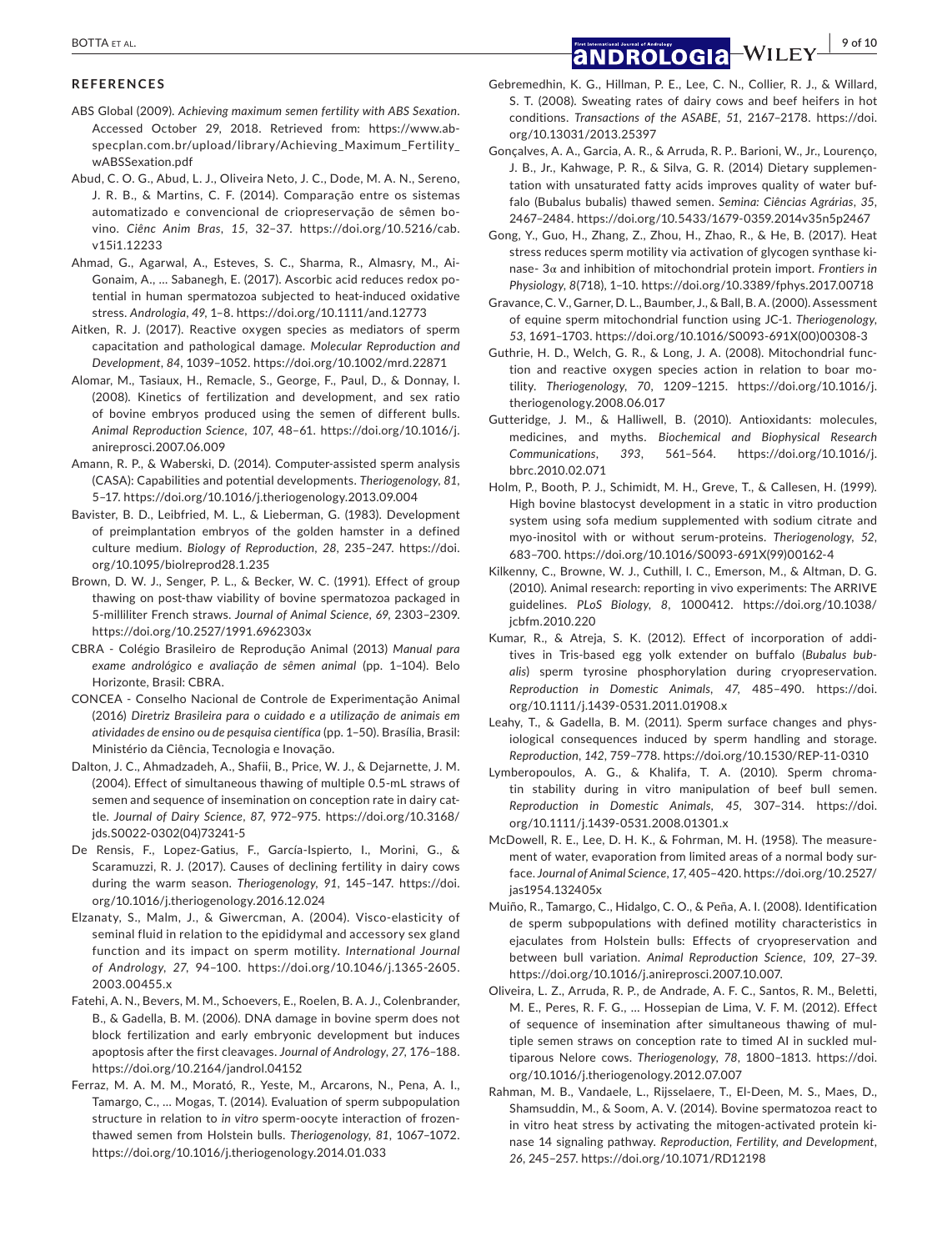## REFERENCES

ABS Global (2009). *Achieving maximum semen fertility with ABS Sexation*. Accessed October 29, 2018. Retrieved from: https://www.ab-specplan.com.br/upload/library/Achieving_Maximum_Fertility_wABSSexation.pdf

Abud, C. O. G., Abud, L. J., Oliveira Neto, J. C., Dode, M. A. N., Sereno, J. R. B., & Martins, C. F. (2014). Comparação entre os sistemas automatizado e convencional de criopreservação de sêmen bovino. *Ciênc Anim Bras*, *15*, 32–37. https://doi.org/10.5216/cab.v15i1.12233

Ahmad, G., Agarwal, A., Esteves, S. C., Sharma, R., Almasry, M., Ai-Gonaim, A., … Sabanegh, E. (2017). Ascorbic acid reduces redox potential in human spermatozoa subjected to heat-induced oxidative stress. *Andrologia*, *49*, 1–8. https://doi.org/10.1111/and.12773

Aitken, R. J. (2017). Reactive oxygen species as mediators of sperm capacitation and pathological damage. *Molecular Reproduction and Development*, *84*, 1039–1052. https://doi.org/10.1002/mrd.22871

Alomar, M., Tasiaux, H., Remacle, S., George, F., Paul, D., & Donnay, I. (2008). Kinetics of fertilization and development, and sex ratio of bovine embryos produced using the semen of different bulls. *Animal Reproduction Science*, *107*, 48–61. https://doi.org/10.1016/j.anireprosci.2007.06.009

Amann, R. P., & Waberski, D. (2014). Computer-assisted sperm analysis (CASA): Capabilities and potential developments. *Theriogenology*, *81*, 5–17. https://doi.org/10.1016/j.theriogenology.2013.09.004

Bavister, B. D., Leibfried, M. L., & Lieberman, G. (1983). Development of preimplantation embryos of the golden hamster in a defined culture medium. *Biology of Reproduction*, *28*, 235–247. https://doi.org/10.1095/biolreprod28.1.235

Brown, D. W. J., Senger, P. L., & Becker, W. C. (1991). Effect of group thawing on post-thaw viability of bovine spermatozoa packaged in 5-milliliter French straws. *Journal of Animal Science*, *69*, 2303–2309. https://doi.org/10.2527/1991.6962303x

CBRA - Colégio Brasileiro de Reprodução Animal (2013) *Manual para exame andrológico e avaliação de sêmen animal* (pp. 1–104). Belo Horizonte, Brasil: CBRA.

CONCEA - Conselho Nacional de Controle de Experimentação Animal (2016) *Diretriz Brasileira para o cuidado e a utilização de animais em atividades de ensino ou de pesquisa científica* (pp. 1–50). Brasília, Brasil: Ministério da Ciência, Tecnologia e Inovação.

Dalton, J. C., Ahmadzadeh, A., Shafii, B., Price, W. J., & Dejarnette, J. M. (2004). Effect of simultaneous thawing of multiple 0.5-mL straws of semen and sequence of insemination on conception rate in dairy cattle. *Journal of Dairy Science*, *87*, 972–975. https://doi.org/10.3168/jds.S0022-0302(04)73241-5

De Rensis, F., Lopez-Gatius, F., García-Ispierto, I., Morini, G., & Scaramuzzi, R. J. (2017). Causes of declining fertility in dairy cows during the warm season. *Theriogenology*, *91*, 145–147. https://doi.org/10.1016/j.theriogenology.2016.12.024

Elzanaty, S., Malm, J., & Giwercman, A. (2004). Visco-elasticity of seminal fluid in relation to the epididymal and accessory sex gland function and its impact on sperm motility. *International Journal of Andrology*, *27*, 94–100. https://doi.org/10.1046/j.1365-2605.2003.00455.x

Fatehi, A. N., Bevers, M. M., Schoevers, E., Roelen, B. A. J., Colenbrander, B., & Gadella, B. M. (2006). DNA damage in bovine sperm does not block fertilization and early embryonic development but induces apoptosis after the first cleavages. *Journal of Andrology*, *27*, 176–188. https://doi.org/10.2164/jandrol.04152

Ferraz, M. A. M. M., Morató, R., Yeste, M., Arcarons, N., Pena, A. I., Tamargo, C., … Mogas, T. (2014). Evaluation of sperm subpopulation structure in relation to *in vitro* sperm-oocyte interaction of frozen-thawed semen from Holstein bulls. *Theriogenology*, *81*, 1067–1072. https://doi.org/10.1016/j.theriogenology.2014.01.033

Gebremedhin, K. G., Hillman, P. E., Lee, C. N., Collier, R. J., & Willard, S. T. (2008). Sweating rates of dairy cows and beef heifers in hot conditions. *Transactions of the ASABE*, *51*, 2167–2178. https://doi.org/10.13031/2013.25397

Gonçalves, A. A., Garcia, A. R., & Arruda, R. P.. Barioni, W., Jr., Lourenço, J. B., Jr., Kahwage, P. R., & Silva, G. R. (2014) Dietary supplementation with unsaturated fatty acids improves quality of water buffalo (Bubalus bubalis) thawed semen. *Semina: Ciências Agrárias*, *35*, 2467–2484. https://doi.org/10.5433/1679-0359.2014v35n5p2467

Gong, Y., Guo, H., Zhang, Z., Zhou, H., Zhao, R., & He, B. (2017). Heat stress reduces sperm motility via activation of glycogen synthase kinase- 3α and inhibition of mitochondrial protein import. *Frontiers in Physiology*, *8*(718), 1–10. https://doi.org/10.3389/fphys.2017.00718

Gravance, C. V., Garner, D. L., Baumber, J., & Ball, B. A. (2000). Assessment of equine sperm mitochondrial function using JC-1. *Theriogenology*, *53*, 1691–1703. https://doi.org/10.1016/S0093-691X(00)00308-3

Guthrie, H. D., Welch, G. R., & Long, J. A. (2008). Mitochondrial function and reactive oxygen species action in relation to boar motility. *Theriogenology*, *70*, 1209–1215. https://doi.org/10.1016/j.theriogenology.2008.06.017

Gutteridge, J. M., & Halliwell, B. (2010). Antioxidants: molecules, medicines, and myths. *Biochemical and Biophysical Research Communications*, *393*, 561–564. https://doi.org/10.1016/j.bbrc.2010.02.071

Holm, P., Booth, P. J., Schimidt, M. H., Greve, T., & Callesen, H. (1999). High bovine blastocyst development in a static in vitro production system using sofa medium supplemented with sodium citrate and myo-inositol with or without serum-proteins. *Theriogenology*, *52*, 683–700. https://doi.org/10.1016/S0093-691X(99)00162-4

Kilkenny, C., Browne, W. J., Cuthill, I. C., Emerson, M., & Altman, D. G. (2010). Animal research: reporting in vivo experiments: The ARRIVE guidelines. *PLoS Biology*, *8*, 1000412. https://doi.org/10.1038/jcbfm.2010.220

Kumar, R., & Atreja, S. K. (2012). Effect of incorporation of additives in Tris-based egg yolk extender on buffalo (*Bubalus bubalis*) sperm tyrosine phosphorylation during cryopreservation. *Reproduction in Domestic Animals*, *47*, 485–490. https://doi.org/10.1111/j.1439-0531.2011.01908.x

Leahy, T., & Gadella, B. M. (2011). Sperm surface changes and physiological consequences induced by sperm handling and storage. *Reproduction*, *142*, 759–778. https://doi.org/10.1530/REP-11-0310

Lymberopoulos, A. G., & Khalifa, T. A. (2010). Sperm chromatin stability during in vitro manipulation of beef bull semen. *Reproduction in Domestic Animals*, *45*, 307–314. https://doi.org/10.1111/j.1439-0531.2008.01301.x

McDowell, R. E., Lee, D. H. K., & Fohrman, M. H. (1958). The measurement of water, evaporation from limited areas of a normal body surface. *Journal of Animal Science*, *17*, 405–420. https://doi.org/10.2527/jas1954.132405x

Muiño, R., Tamargo, C., Hidalgo, C. O., & Peña, A. I. (2008). Identification de sperm subpopulations with defined motility characteristics in ejaculates from Holstein bulls: Effects of cryopreservation and between bull variation. *Animal Reproduction Science*, *109*, 27–39. https://doi.org/10.1016/j.anireprosci.2007.10.007.

Oliveira, L. Z., Arruda, R. P., de Andrade, A. F. C., Santos, R. M., Beletti, M. E., Peres, R. F. G., … Hossepian de Lima, V. F. M. (2012). Effect of sequence of insemination after simultaneous thawing of multiple semen straws on conception rate to timed AI in suckled multiparous Nelore cows. *Theriogenology*, *78*, 1800–1813. https://doi.org/10.1016/j.theriogenology.2012.07.007

Rahman, M. B., Vandaele, L., Rijsselaere, T., El-Deen, M. S., Maes, D., Shamsuddin, M., & Soom, A. V. (2014). Bovine spermatozoa react to in vitro heat stress by activating the mitogen-activated protein kinase 14 signaling pathway. *Reproduction, Fertility, and Development*, *26*, 245–257. https://doi.org/10.1071/RD12198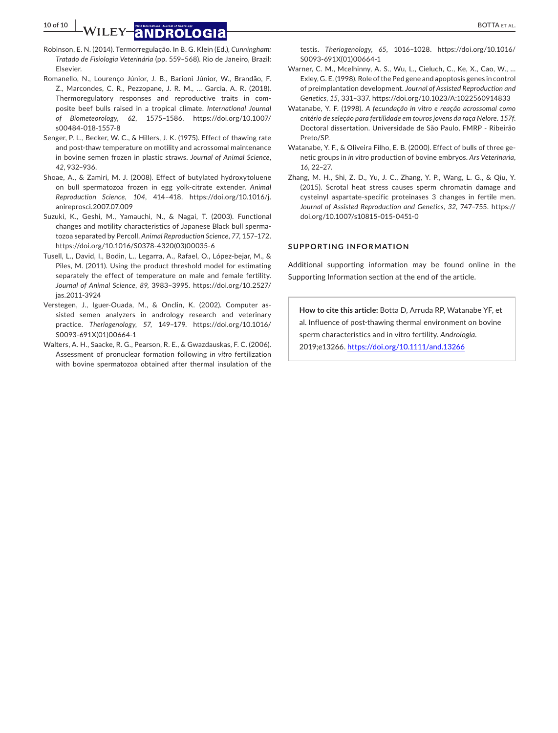Robinson, E. N. (2014). Termorregulação. In B. G. Klein (Ed.), *Cunningham: Tratado de Fisiologia Veterinária* (pp. 559–568). Rio de Janeiro, Brazil: Elsevier.

Romanello, N., Lourenço Júnior, J. B., Barioni Júnior, W., Brandão, F. Z., Marcondes, C. R., Pezzopane, J. R. M., … Garcia, A. R. (2018). Thermoregulatory responses and reproductive traits in composite beef bulls raised in a tropical climate. *International Journal of Biometeorology*, *62*, 1575–1586. https://doi.org/10.1007/s00484-018-1557-8

Senger, P. L., Becker, W. C., & Hillers, J. K. (1975). Effect of thawing rate and post-thaw temperature on motility and acrossomal maintenance in bovine semen frozen in plastic straws. *Journal of Animal Science*, *42*, 932–936.

Shoae, A., & Zamiri, M. J. (2008). Effect of butylated hydroxytoluene on bull spermatozoa frozen in egg yolk-citrate extender. *Animal Reproduction Science*, *104*, 414–418. https://doi.org/10.1016/j.anireprosci.2007.07.009

Suzuki, K., Geshi, M., Yamauchi, N., & Nagai, T. (2003). Functional changes and motility characteristics of Japanese Black bull spermatozoa separated by Percoll. *Animal Reproduction Science*, *77*, 157–172. https://doi.org/10.1016/S0378-4320(03)00035-6

Tusell, L., David, I., Bodin, L., Legarra, A., Rafael, O., López-bejar, M., & Piles, M. (2011). Using the product threshold model for estimating separately the effect of temperature on male and female fertility. *Journal of Animal Science*, *89*, 3983–3995. https://doi.org/10.2527/jas.2011-3924

Verstegen, J., Iguer-Ouada, M., & Onclin, K. (2002). Computer assisted semen analyzers in andrology research and veterinary practice. *Theriogenology*, *57*, 149–179. https://doi.org/10.1016/S0093-691X(01)00664-1

Walters, A. H., Saacke, R. G., Pearson, R. E., & Gwazdauskas, F. C. (2006). Assessment of pronuclear formation following *in vitro* fertilization with bovine spermatozoa obtained after thermal insulation of the testis. *Theriogenology*, *65*, 1016–1028. https://doi.org/10.1016/S0093-691X(01)00664-1

Warner, C. M., Mcelhinny, A. S., Wu, L., Cieluch, C., Ke, X., Cao, W., … Exley, G. E. (1998). Role of the Ped gene and apoptosis genes in control of preimplantation development. *Journal of Assisted Reproduction and Genetics*, *15*, 331–337. https://doi.org/10.1023/A:1022560914833

Watanabe, Y. F. (1998). *A fecundação in vitro e reação acrossomal como critério de seleção para fertilidade em touros jovens da raça Nelore*. *157f*. Doctoral dissertation. Universidade de São Paulo, FMRP - Ribeirão Preto/SP.

Watanabe, Y. F., & Oliveira Filho, E. B. (2000). Effect of bulls of three genetic groups in *in vitro* production of bovine embryos. *Ars Veterinaria*, *16*, 22–27.

Zhang, M. H., Shi, Z. D., Yu, J. C., Zhang, Y. P., Wang, L. G., & Qiu, Y. (2015). Scrotal heat stress causes sperm chromatin damage and cysteinyl aspartate-specific proteinases 3 changes in fertile men. *Journal of Assisted Reproduction and Genetics*, *32*, 747–755. https://doi.org/10.1007/s10815-015-0451-0

## SUPPORTING INFORMATION

Additional supporting information may be found online in the Supporting Information section at the end of the article.

**How to cite this article:** Botta D, Arruda RP, Watanabe YF, et al. Influence of post-thawing thermal environment on bovine sperm characteristics and in vitro fertility. *Andrologia*. 2019;e13266. https://doi.org/10.1111/and.13266